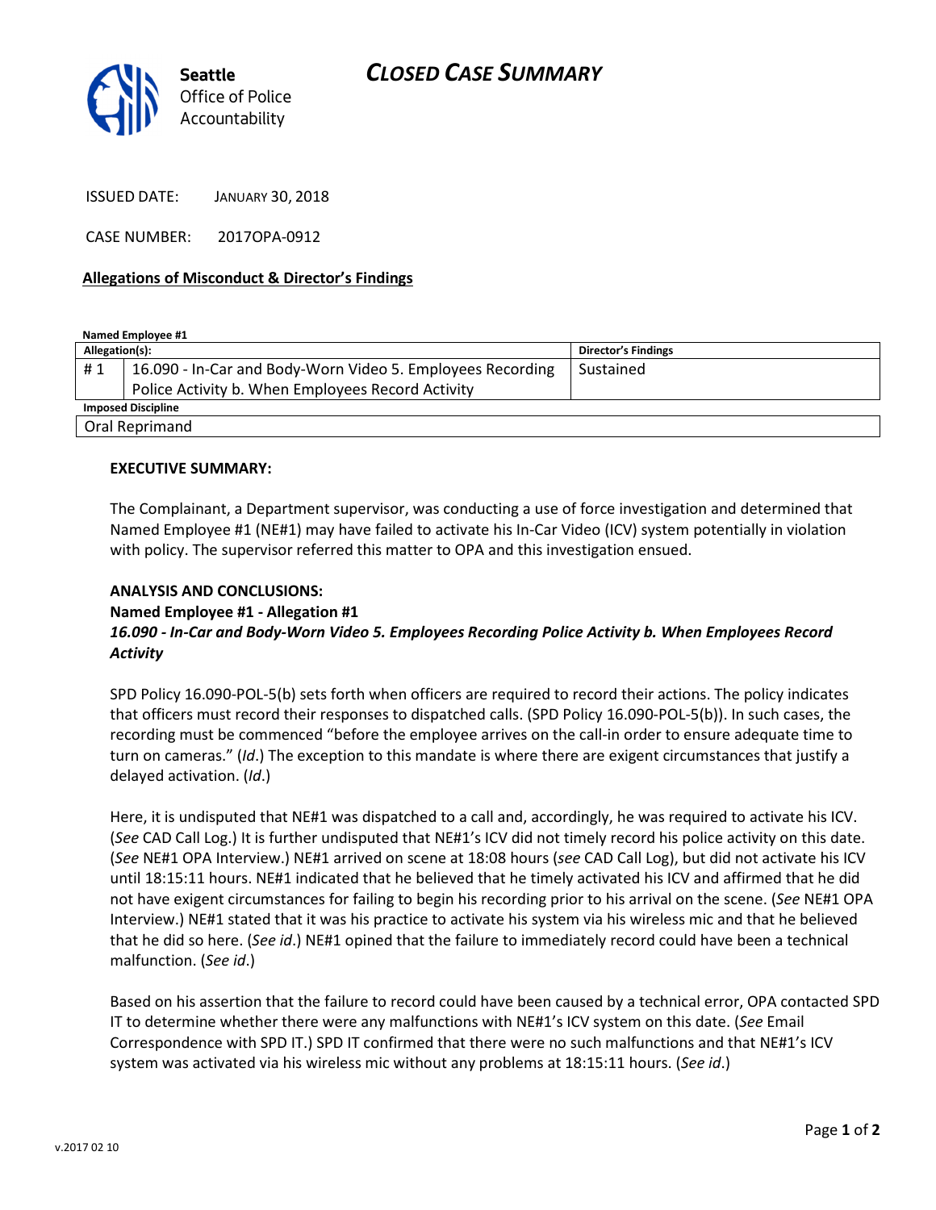Seattle Office of Police Accountability

# CLOSED CASE SUMMARY

ISSUED DATE: JANUARY 30, 2018

CASE NUMBER: 2017OPA-0912

**Allegations of Misconduct & Director's Findings**

**Named Employee #1**

| Allegation(s): | | Director's Findings |
|---|---|---|
| # 1 | 16.090 - In-Car and Body-Worn Video 5. Employees Recording Police Activity b. When Employees Record Activity | Sustained |
| **Imposed Discipline** | | |
| Oral Reprimand | | |

**EXECUTIVE SUMMARY:**

The Complainant, a Department supervisor, was conducting a use of force investigation and determined that Named Employee #1 (NE#1) may have failed to activate his In-Car Video (ICV) system potentially in violation with policy. The supervisor referred this matter to OPA and this investigation ensued.

**ANALYSIS AND CONCLUSIONS:**

**Named Employee #1 - Allegation #1**

***16.090 - In-Car and Body-Worn Video 5. Employees Recording Police Activity b. When Employees Record Activity***

SPD Policy 16.090-POL-5(b) sets forth when officers are required to record their actions. The policy indicates that officers must record their responses to dispatched calls. (SPD Policy 16.090-POL-5(b)). In such cases, the recording must be commenced "before the employee arrives on the call-in order to ensure adequate time to turn on cameras." (*Id*.) The exception to this mandate is where there are exigent circumstances that justify a delayed activation. (*Id*.)

Here, it is undisputed that NE#1 was dispatched to a call and, accordingly, he was required to activate his ICV. (*See* CAD Call Log.) It is further undisputed that NE#1's ICV did not timely record his police activity on this date. (*See* NE#1 OPA Interview.) NE#1 arrived on scene at 18:08 hours (*see* CAD Call Log), but did not activate his ICV until 18:15:11 hours. NE#1 indicated that he believed that he timely activated his ICV and affirmed that he did not have exigent circumstances for failing to begin his recording prior to his arrival on the scene. (*See* NE#1 OPA Interview.) NE#1 stated that it was his practice to activate his system via his wireless mic and that he believed that he did so here. (*See id*.) NE#1 opined that the failure to immediately record could have been a technical malfunction. (*See id*.)

Based on his assertion that the failure to record could have been caused by a technical error, OPA contacted SPD IT to determine whether there were any malfunctions with NE#1's ICV system on this date. (*See* Email Correspondence with SPD IT.) SPD IT confirmed that there were no such malfunctions and that NE#1's ICV system was activated via his wireless mic without any problems at 18:15:11 hours. (*See id*.)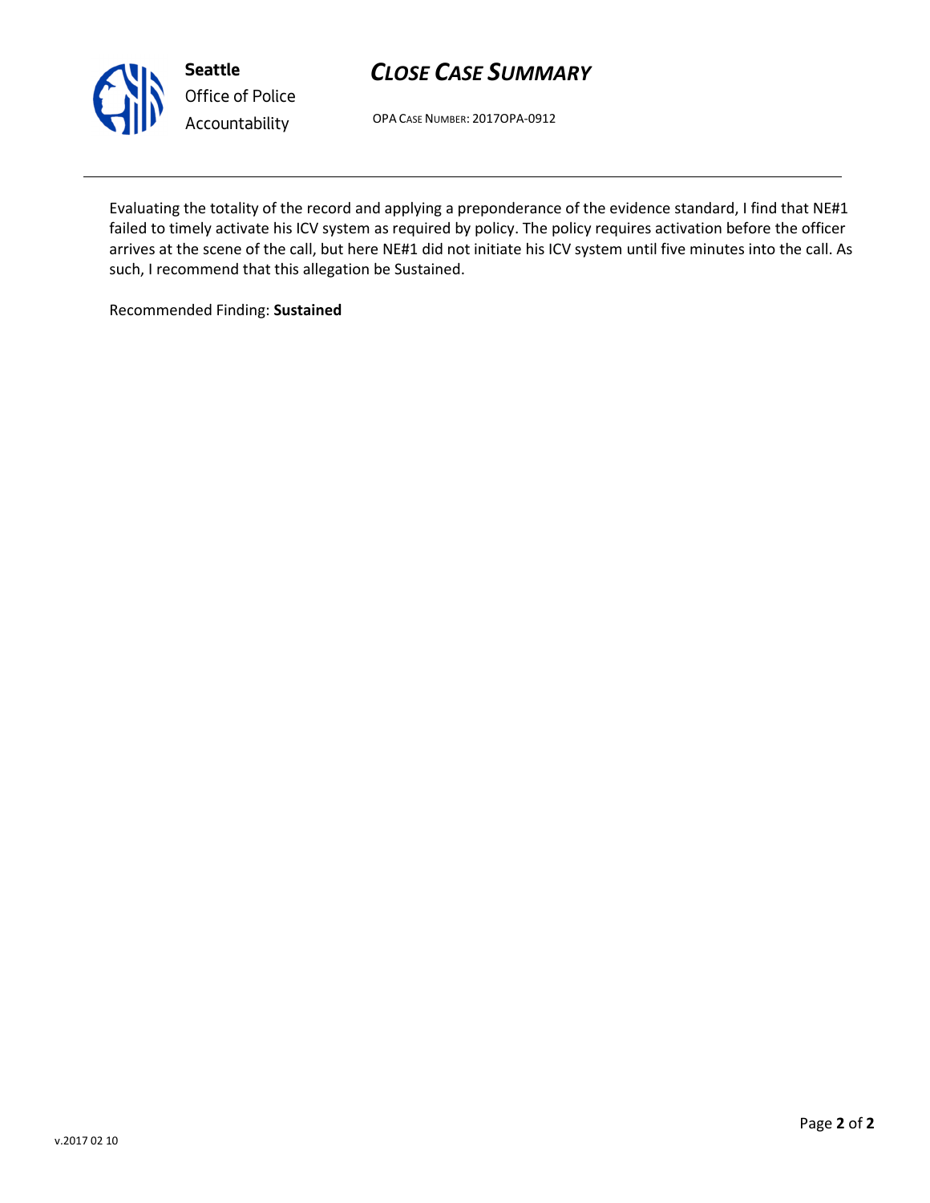Evaluating the totality of the record and applying a preponderance of the evidence standard, I find that NE#1 failed to timely activate his ICV system as required by policy. The policy requires activation before the officer arrives at the scene of the call, but here NE#1 did not initiate his ICV system until five minutes into the call. As such, I recommend that this allegation be Sustained.

Recommended Finding: **Sustained**